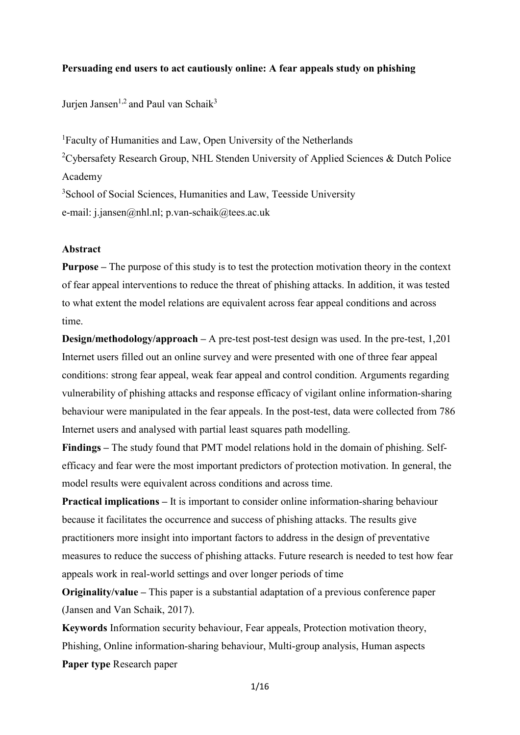# Persuading end users to act cautiously online: A fear appeals study on phishing

Jurjen Jansen[1,2] and Paul van Schaik[3]

[1]Faculty of Humanities and Law, Open University of the Netherlands

[2]Cybersafety Research Group, NHL Stenden University of Applied Sciences & Dutch Police Academy

[3]School of Social Sciences, Humanities and Law, Teesside University

e-mail: j.jansen@nhl.nl; p.van-schaik@tees.ac.uk

## Abstract

**Purpose –** The purpose of this study is to test the protection motivation theory in the context of fear appeal interventions to reduce the threat of phishing attacks. In addition, it was tested to what extent the model relations are equivalent across fear appeal conditions and across time.

**Design/methodology/approach –** A pre-test post-test design was used. In the pre-test, 1,201 Internet users filled out an online survey and were presented with one of three fear appeal conditions: strong fear appeal, weak fear appeal and control condition. Arguments regarding vulnerability of phishing attacks and response efficacy of vigilant online information-sharing behaviour were manipulated in the fear appeals. In the post-test, data were collected from 786 Internet users and analysed with partial least squares path modelling.

**Findings –** The study found that PMT model relations hold in the domain of phishing. Self-efficacy and fear were the most important predictors of protection motivation. In general, the model results were equivalent across conditions and across time.

**Practical implications –** It is important to consider online information-sharing behaviour because it facilitates the occurrence and success of phishing attacks. The results give practitioners more insight into important factors to address in the design of preventative measures to reduce the success of phishing attacks. Future research is needed to test how fear appeals work in real-world settings and over longer periods of time

**Originality/value –** This paper is a substantial adaptation of a previous conference paper (Jansen and Van Schaik, 2017).

**Keywords** Information security behaviour, Fear appeals, Protection motivation theory, Phishing, Online information-sharing behaviour, Multi-group analysis, Human aspects

**Paper type** Research paper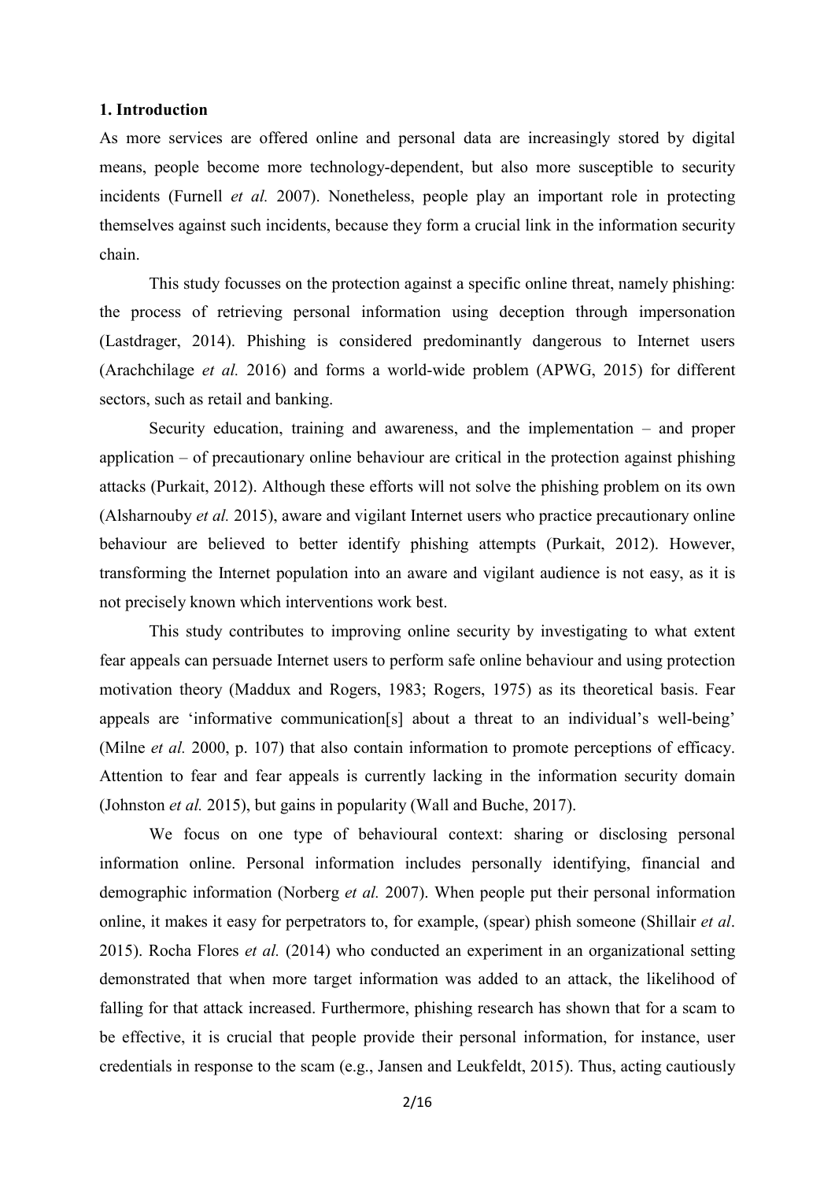**1. Introduction**

As more services are offered online and personal data are increasingly stored by digital means, people become more technology-dependent, but also more susceptible to security incidents (Furnell *et al.* 2007). Nonetheless, people play an important role in protecting themselves against such incidents, because they form a crucial link in the information security chain.

This study focusses on the protection against a specific online threat, namely phishing: the process of retrieving personal information using deception through impersonation (Lastdrager, 2014). Phishing is considered predominantly dangerous to Internet users (Arachchilage *et al.* 2016) and forms a world-wide problem (APWG, 2015) for different sectors, such as retail and banking.

Security education, training and awareness, and the implementation – and proper application – of precautionary online behaviour are critical in the protection against phishing attacks (Purkait, 2012). Although these efforts will not solve the phishing problem on its own (Alsharnouby *et al.* 2015), aware and vigilant Internet users who practice precautionary online behaviour are believed to better identify phishing attempts (Purkait, 2012). However, transforming the Internet population into an aware and vigilant audience is not easy, as it is not precisely known which interventions work best.

This study contributes to improving online security by investigating to what extent fear appeals can persuade Internet users to perform safe online behaviour and using protection motivation theory (Maddux and Rogers, 1983; Rogers, 1975) as its theoretical basis. Fear appeals are 'informative communication[s] about a threat to an individual's well-being' (Milne *et al.* 2000, p. 107) that also contain information to promote perceptions of efficacy. Attention to fear and fear appeals is currently lacking in the information security domain (Johnston *et al.* 2015), but gains in popularity (Wall and Buche, 2017).

We focus on one type of behavioural context: sharing or disclosing personal information online. Personal information includes personally identifying, financial and demographic information (Norberg *et al.* 2007). When people put their personal information online, it makes it easy for perpetrators to, for example, (spear) phish someone (Shillair *et al*. 2015). Rocha Flores *et al.* (2014) who conducted an experiment in an organizational setting demonstrated that when more target information was added to an attack, the likelihood of falling for that attack increased. Furthermore, phishing research has shown that for a scam to be effective, it is crucial that people provide their personal information, for instance, user credentials in response to the scam (e.g., Jansen and Leukfeldt, 2015). Thus, acting cautiously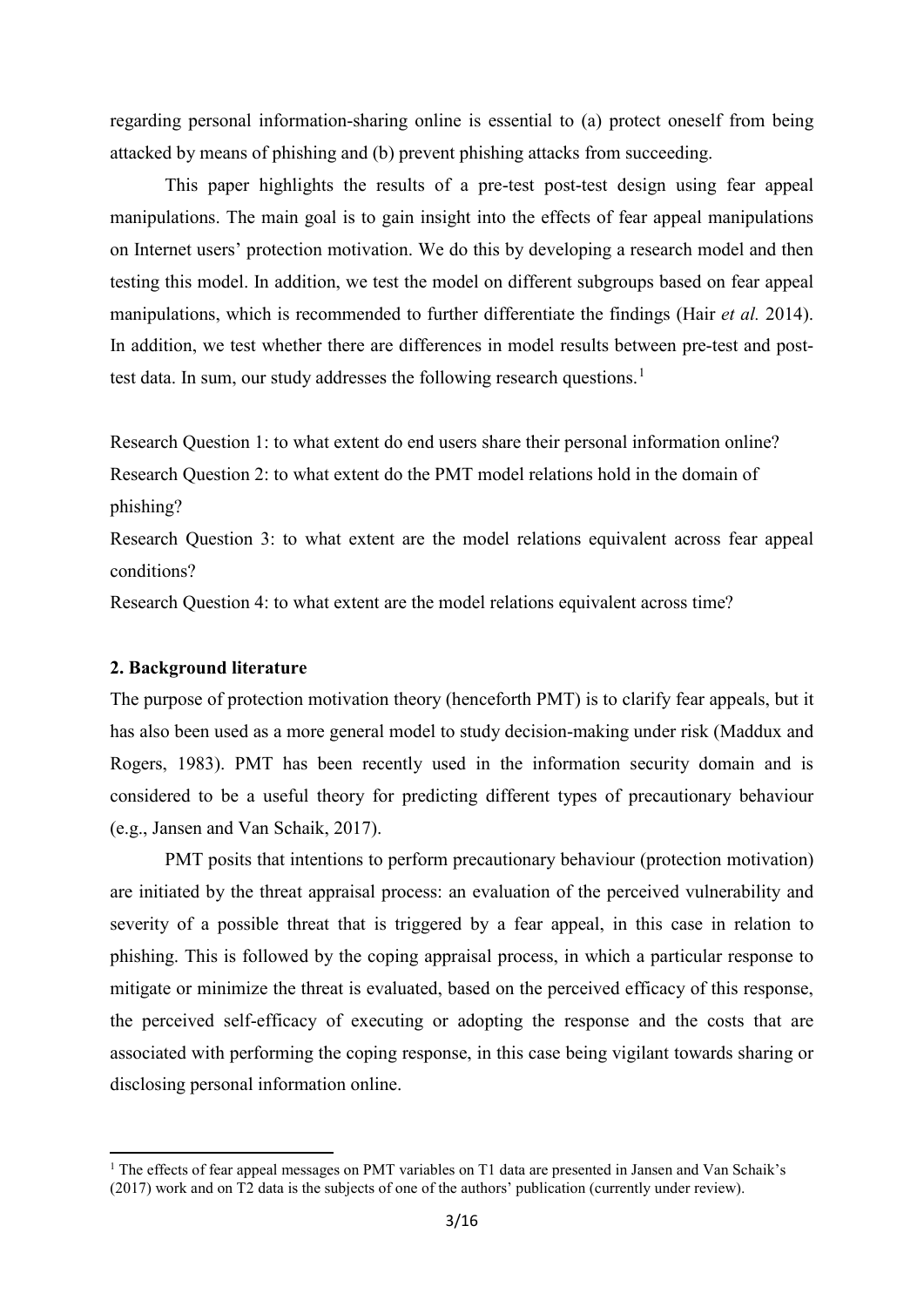regarding personal information-sharing online is essential to (a) protect oneself from being attacked by means of phishing and (b) prevent phishing attacks from succeeding.

This paper highlights the results of a pre-test post-test design using fear appeal manipulations. The main goal is to gain insight into the effects of fear appeal manipulations on Internet users' protection motivation. We do this by developing a research model and then testing this model. In addition, we test the model on different subgroups based on fear appeal manipulations, which is recommended to further differentiate the findings (Hair *et al.* 2014). In addition, we test whether there are differences in model results between pre-test and post-test data. In sum, our study addresses the following research questions.[1]

Research Question 1: to what extent do end users share their personal information online?
Research Question 2: to what extent do the PMT model relations hold in the domain of phishing?
Research Question 3: to what extent are the model relations equivalent across fear appeal conditions?
Research Question 4: to what extent are the model relations equivalent across time?

## 2. Background literature

The purpose of protection motivation theory (henceforth PMT) is to clarify fear appeals, but it has also been used as a more general model to study decision-making under risk (Maddux and Rogers, 1983). PMT has been recently used in the information security domain and is considered to be a useful theory for predicting different types of precautionary behaviour (e.g., Jansen and Van Schaik, 2017).

PMT posits that intentions to perform precautionary behaviour (protection motivation) are initiated by the threat appraisal process: an evaluation of the perceived vulnerability and severity of a possible threat that is triggered by a fear appeal, in this case in relation to phishing. This is followed by the coping appraisal process, in which a particular response to mitigate or minimize the threat is evaluated, based on the perceived efficacy of this response, the perceived self-efficacy of executing or adopting the response and the costs that are associated with performing the coping response, in this case being vigilant towards sharing or disclosing personal information online.

---

[1] The effects of fear appeal messages on PMT variables on T1 data are presented in Jansen and Van Schaik's (2017) work and on T2 data is the subjects of one of the authors' publication (currently under review).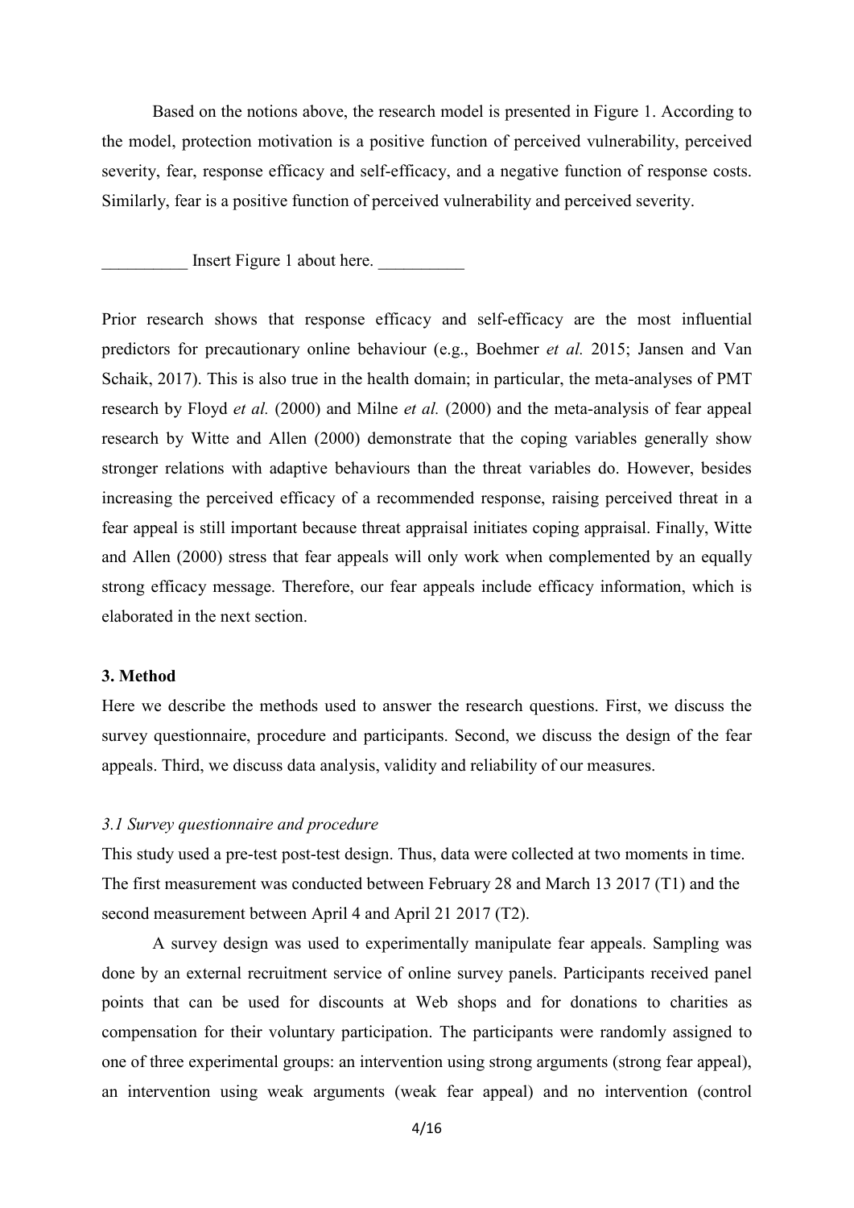Based on the notions above, the research model is presented in Figure 1. According to the model, protection motivation is a positive function of perceived vulnerability, perceived severity, fear, response efficacy and self-efficacy, and a negative function of response costs. Similarly, fear is a positive function of perceived vulnerability and perceived severity.

__________ Insert Figure 1 about here. __________

Prior research shows that response efficacy and self-efficacy are the most influential predictors for precautionary online behaviour (e.g., Boehmer *et al.* 2015; Jansen and Van Schaik, 2017). This is also true in the health domain; in particular, the meta-analyses of PMT research by Floyd *et al.* (2000) and Milne *et al.* (2000) and the meta-analysis of fear appeal research by Witte and Allen (2000) demonstrate that the coping variables generally show stronger relations with adaptive behaviours than the threat variables do. However, besides increasing the perceived efficacy of a recommended response, raising perceived threat in a fear appeal is still important because threat appraisal initiates coping appraisal. Finally, Witte and Allen (2000) stress that fear appeals will only work when complemented by an equally strong efficacy message. Therefore, our fear appeals include efficacy information, which is elaborated in the next section.

## 3. Method

Here we describe the methods used to answer the research questions. First, we discuss the survey questionnaire, procedure and participants. Second, we discuss the design of the fear appeals. Third, we discuss data analysis, validity and reliability of our measures.

### *3.1 Survey questionnaire and procedure*

This study used a pre-test post-test design. Thus, data were collected at two moments in time. The first measurement was conducted between February 28 and March 13 2017 (T1) and the second measurement between April 4 and April 21 2017 (T2).

A survey design was used to experimentally manipulate fear appeals. Sampling was done by an external recruitment service of online survey panels. Participants received panel points that can be used for discounts at Web shops and for donations to charities as compensation for their voluntary participation. The participants were randomly assigned to one of three experimental groups: an intervention using strong arguments (strong fear appeal), an intervention using weak arguments (weak fear appeal) and no intervention (control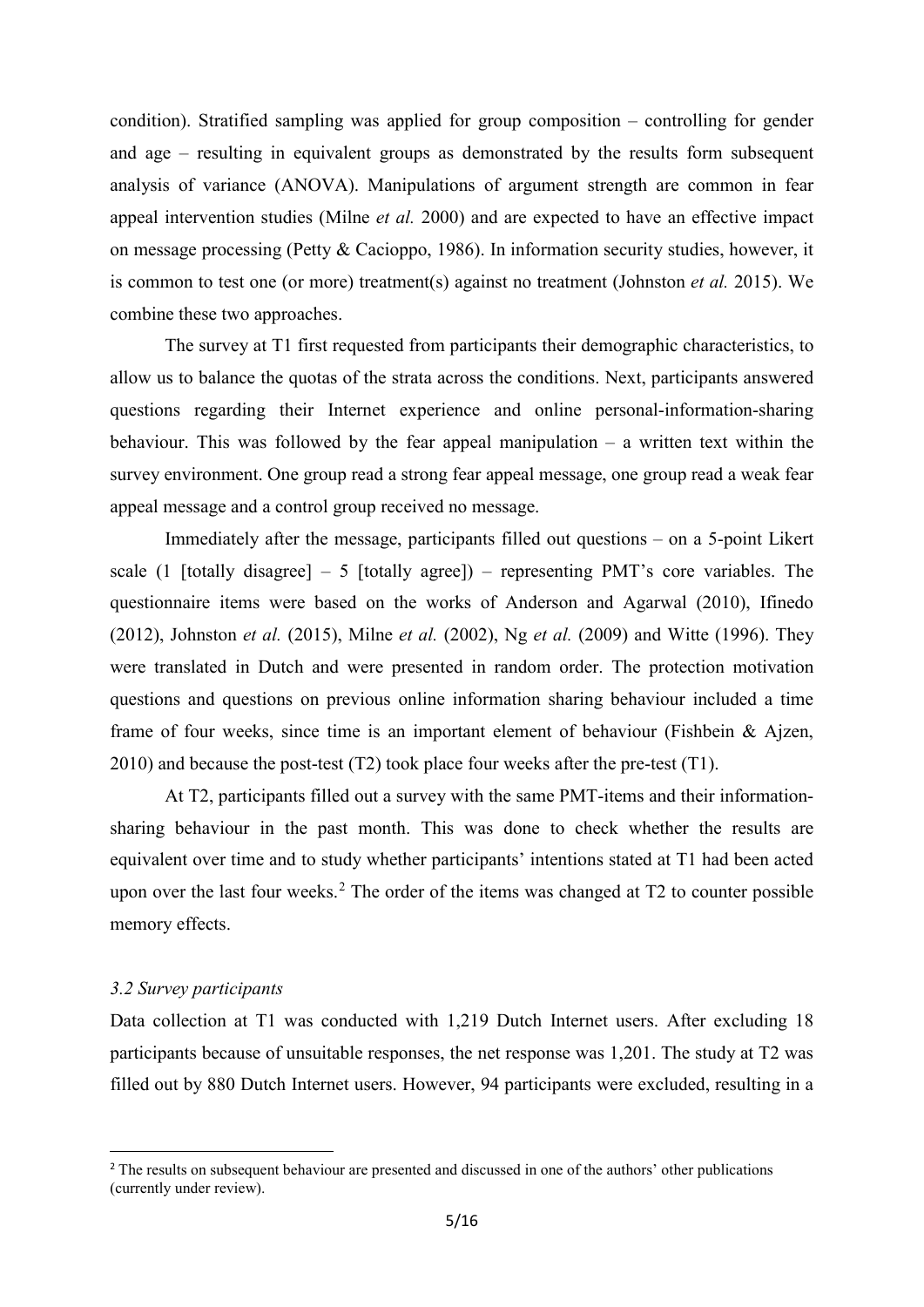condition). Stratified sampling was applied for group composition – controlling for gender and age – resulting in equivalent groups as demonstrated by the results form subsequent analysis of variance (ANOVA). Manipulations of argument strength are common in fear appeal intervention studies (Milne *et al.* 2000) and are expected to have an effective impact on message processing (Petty & Cacioppo, 1986). In information security studies, however, it is common to test one (or more) treatment(s) against no treatment (Johnston *et al.* 2015). We combine these two approaches.

The survey at T1 first requested from participants their demographic characteristics, to allow us to balance the quotas of the strata across the conditions. Next, participants answered questions regarding their Internet experience and online personal-information-sharing behaviour. This was followed by the fear appeal manipulation – a written text within the survey environment. One group read a strong fear appeal message, one group read a weak fear appeal message and a control group received no message.

Immediately after the message, participants filled out questions – on a 5-point Likert scale (1 [totally disagree] – 5 [totally agree]) – representing PMT's core variables. The questionnaire items were based on the works of Anderson and Agarwal (2010), Ifinedo (2012), Johnston *et al.* (2015), Milne *et al.* (2002), Ng *et al.* (2009) and Witte (1996). They were translated in Dutch and were presented in random order. The protection motivation questions and questions on previous online information sharing behaviour included a time frame of four weeks, since time is an important element of behaviour (Fishbein & Ajzen, 2010) and because the post-test (T2) took place four weeks after the pre-test (T1).

At T2, participants filled out a survey with the same PMT-items and their information-sharing behaviour in the past month. This was done to check whether the results are equivalent over time and to study whether participants' intentions stated at T1 had been acted upon over the last four weeks.[2] The order of the items was changed at T2 to counter possible memory effects.

### *3.2 Survey participants*

Data collection at T1 was conducted with 1,219 Dutch Internet users. After excluding 18 participants because of unsuitable responses, the net response was 1,201. The study at T2 was filled out by 880 Dutch Internet users. However, 94 participants were excluded, resulting in a

---

[2] The results on subsequent behaviour are presented and discussed in one of the authors' other publications (currently under review).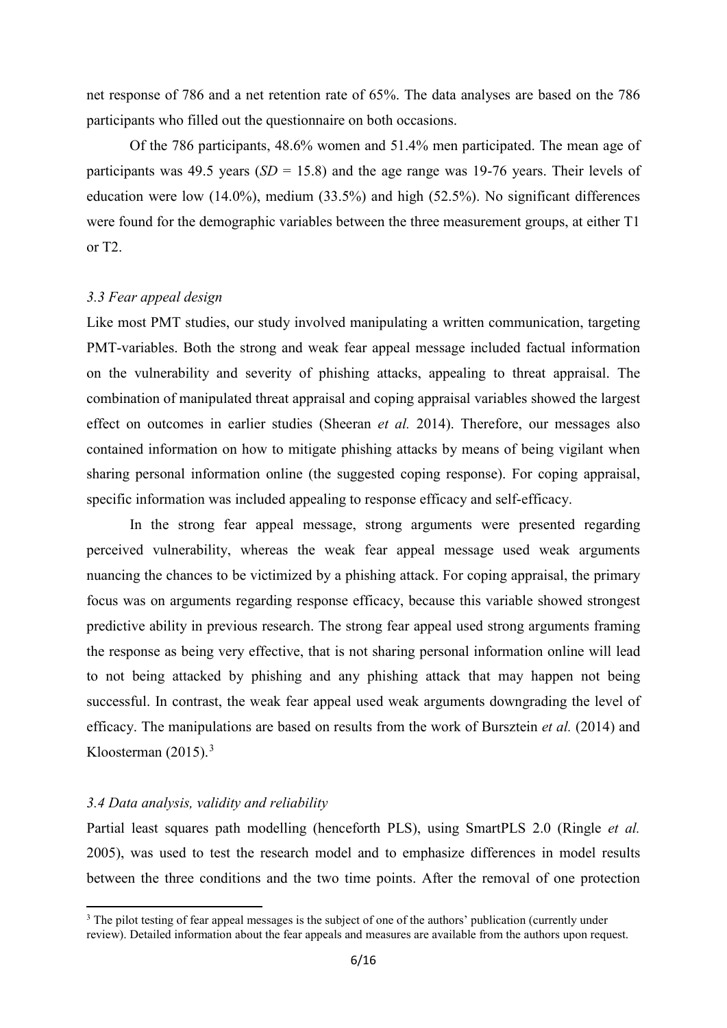net response of 786 and a net retention rate of 65%. The data analyses are based on the 786 participants who filled out the questionnaire on both occasions.

Of the 786 participants, 48.6% women and 51.4% men participated. The mean age of participants was 49.5 years (*SD* = 15.8) and the age range was 19-76 years. Their levels of education were low (14.0%), medium (33.5%) and high (52.5%). No significant differences were found for the demographic variables between the three measurement groups, at either T1 or T2.

### *3.3 Fear appeal design*

Like most PMT studies, our study involved manipulating a written communication, targeting PMT-variables. Both the strong and weak fear appeal message included factual information on the vulnerability and severity of phishing attacks, appealing to threat appraisal. The combination of manipulated threat appraisal and coping appraisal variables showed the largest effect on outcomes in earlier studies (Sheeran *et al.* 2014). Therefore, our messages also contained information on how to mitigate phishing attacks by means of being vigilant when sharing personal information online (the suggested coping response). For coping appraisal, specific information was included appealing to response efficacy and self-efficacy.

In the strong fear appeal message, strong arguments were presented regarding perceived vulnerability, whereas the weak fear appeal message used weak arguments nuancing the chances to be victimized by a phishing attack. For coping appraisal, the primary focus was on arguments regarding response efficacy, because this variable showed strongest predictive ability in previous research. The strong fear appeal used strong arguments framing the response as being very effective, that is not sharing personal information online will lead to not being attacked by phishing and any phishing attack that may happen not being successful. In contrast, the weak fear appeal used weak arguments downgrading the level of efficacy. The manipulations are based on results from the work of Bursztein *et al.* (2014) and Kloosterman (2015).[3]

### *3.4 Data analysis, validity and reliability*

Partial least squares path modelling (henceforth PLS), using SmartPLS 2.0 (Ringle *et al.* 2005), was used to test the research model and to emphasize differences in model results between the three conditions and the two time points. After the removal of one protection

[3] The pilot testing of fear appeal messages is the subject of one of the authors' publication (currently under review). Detailed information about the fear appeals and measures are available from the authors upon request.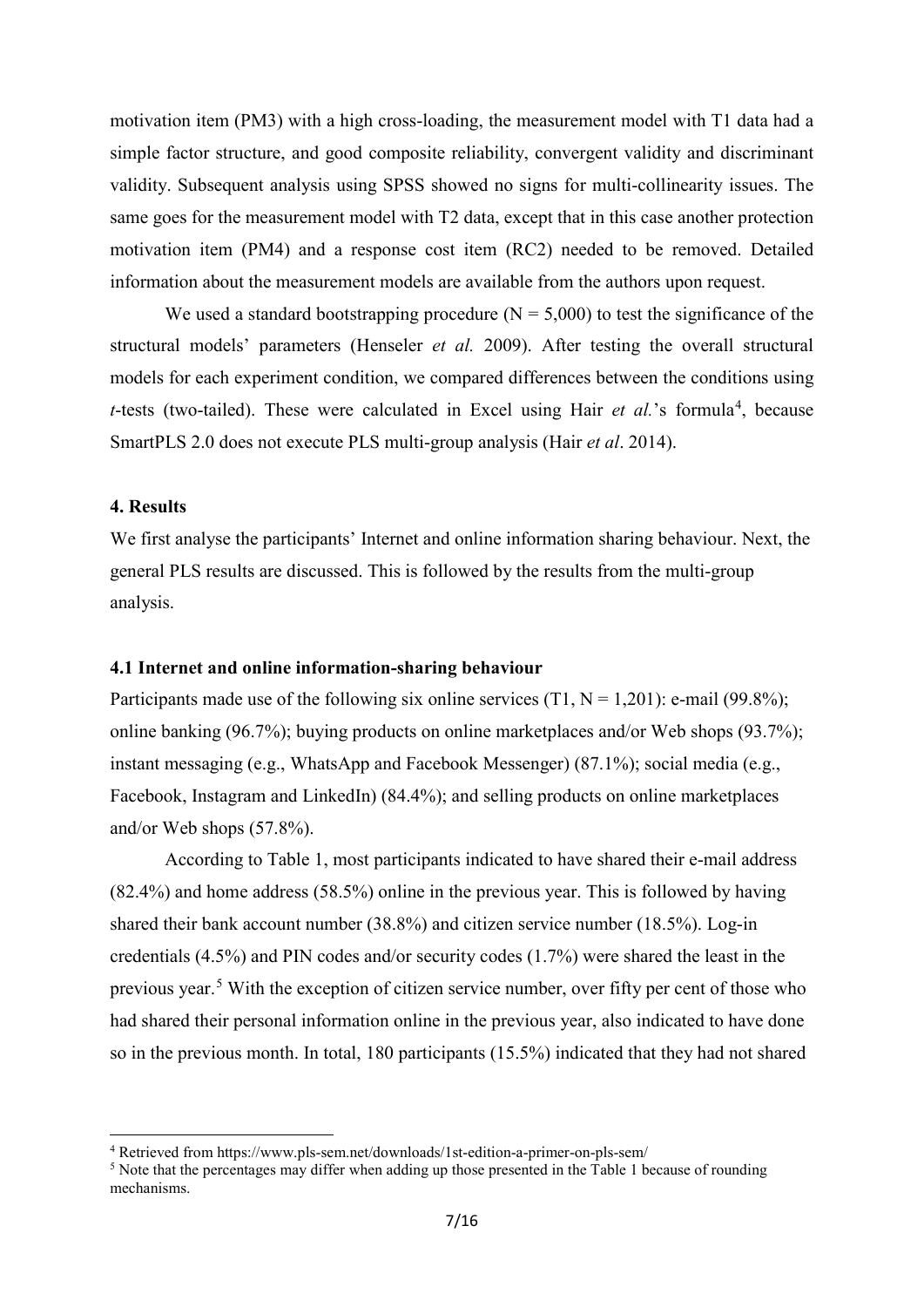motivation item (PM3) with a high cross-loading, the measurement model with T1 data had a simple factor structure, and good composite reliability, convergent validity and discriminant validity. Subsequent analysis using SPSS showed no signs for multi-collinearity issues. The same goes for the measurement model with T2 data, except that in this case another protection motivation item (PM4) and a response cost item (RC2) needed to be removed. Detailed information about the measurement models are available from the authors upon request.

We used a standard bootstrapping procedure (N = 5,000) to test the significance of the structural models' parameters (Henseler *et al.* 2009). After testing the overall structural models for each experiment condition, we compared differences between the conditions using *t*-tests (two-tailed). These were calculated in Excel using Hair *et al.*'s formula[4], because SmartPLS 2.0 does not execute PLS multi-group analysis (Hair *et al*. 2014).

## 4. Results

We first analyse the participants' Internet and online information sharing behaviour. Next, the general PLS results are discussed. This is followed by the results from the multi-group analysis.

### 4.1 Internet and online information-sharing behaviour

Participants made use of the following six online services (T1, N = 1,201): e-mail (99.8%); online banking (96.7%); buying products on online marketplaces and/or Web shops (93.7%); instant messaging (e.g., WhatsApp and Facebook Messenger) (87.1%); social media (e.g., Facebook, Instagram and LinkedIn) (84.4%); and selling products on online marketplaces and/or Web shops (57.8%).

According to Table 1, most participants indicated to have shared their e-mail address (82.4%) and home address (58.5%) online in the previous year. This is followed by having shared their bank account number (38.8%) and citizen service number (18.5%). Log-in credentials (4.5%) and PIN codes and/or security codes (1.7%) were shared the least in the previous year.[5] With the exception of citizen service number, over fifty per cent of those who had shared their personal information online in the previous year, also indicated to have done so in the previous month. In total, 180 participants (15.5%) indicated that they had not shared

[4] Retrieved from https://www.pls-sem.net/downloads/1st-edition-a-primer-on-pls-sem/

[5] Note that the percentages may differ when adding up those presented in the Table 1 because of rounding mechanisms.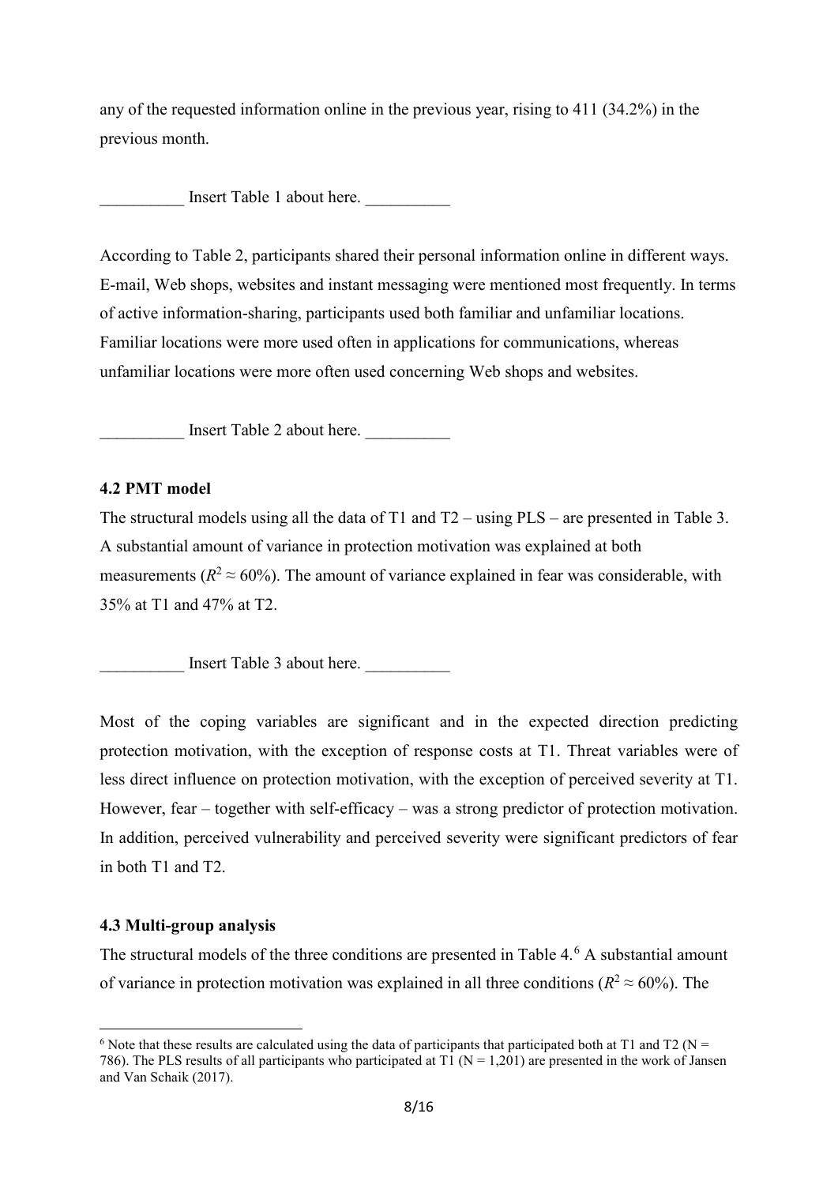any of the requested information online in the previous year, rising to 411 (34.2%) in the previous month.

__________ Insert Table 1 about here. __________

According to Table 2, participants shared their personal information online in different ways. E-mail, Web shops, websites and instant messaging were mentioned most frequently. In terms of active information-sharing, participants used both familiar and unfamiliar locations. Familiar locations were more used often in applications for communications, whereas unfamiliar locations were more often used concerning Web shops and websites.

__________ Insert Table 2 about here. __________

### 4.2 PMT model

The structural models using all the data of T1 and T2 – using PLS – are presented in Table 3. A substantial amount of variance in protection motivation was explained at both measurements ($R^2 \approx 60\%$). The amount of variance explained in fear was considerable, with 35% at T1 and 47% at T2.

__________ Insert Table 3 about here. __________

Most of the coping variables are significant and in the expected direction predicting protection motivation, with the exception of response costs at T1. Threat variables were of less direct influence on protection motivation, with the exception of perceived severity at T1. However, fear – together with self-efficacy – was a strong predictor of protection motivation. In addition, perceived vulnerability and perceived severity were significant predictors of fear in both T1 and T2.

### 4.3 Multi-group analysis

The structural models of the three conditions are presented in Table 4.[6] A substantial amount of variance in protection motivation was explained in all three conditions ($R^2 \approx 60\%$). The

[6] Note that these results are calculated using the data of participants that participated both at T1 and T2 (N = 786). The PLS results of all participants who participated at T1 (N = 1,201) are presented in the work of Jansen and Van Schaik (2017).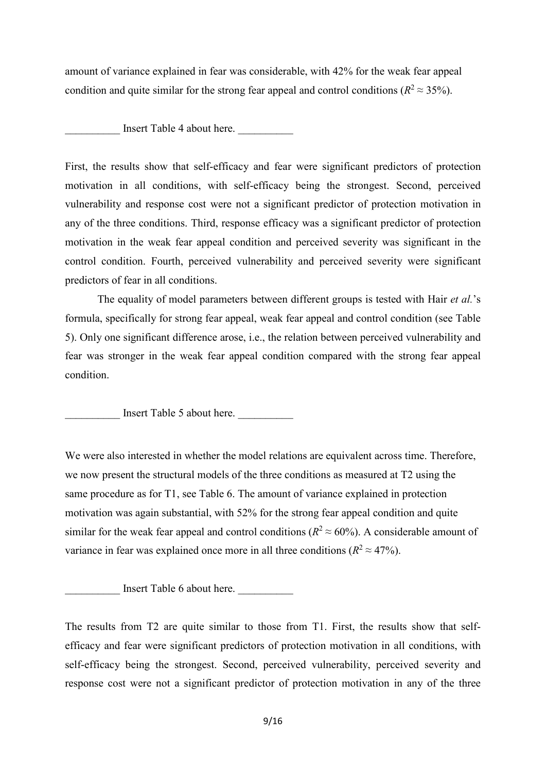amount of variance explained in fear was considerable, with 42% for the weak fear appeal condition and quite similar for the strong fear appeal and control conditions ($R^2 \approx 35\%$).

__________ Insert Table 4 about here. __________

First, the results show that self-efficacy and fear were significant predictors of protection motivation in all conditions, with self-efficacy being the strongest. Second, perceived vulnerability and response cost were not a significant predictor of protection motivation in any of the three conditions. Third, response efficacy was a significant predictor of protection motivation in the weak fear appeal condition and perceived severity was significant in the control condition. Fourth, perceived vulnerability and perceived severity were significant predictors of fear in all conditions.

The equality of model parameters between different groups is tested with Hair *et al.*'s formula, specifically for strong fear appeal, weak fear appeal and control condition (see Table 5). Only one significant difference arose, i.e., the relation between perceived vulnerability and fear was stronger in the weak fear appeal condition compared with the strong fear appeal condition.

__________ Insert Table 5 about here. __________

We were also interested in whether the model relations are equivalent across time. Therefore, we now present the structural models of the three conditions as measured at T2 using the same procedure as for T1, see Table 6. The amount of variance explained in protection motivation was again substantial, with 52% for the strong fear appeal condition and quite similar for the weak fear appeal and control conditions ($R^2 \approx 60\%$). A considerable amount of variance in fear was explained once more in all three conditions ($R^2 \approx 47\%$).

__________ Insert Table 6 about here. __________

The results from T2 are quite similar to those from T1. First, the results show that self-efficacy and fear were significant predictors of protection motivation in all conditions, with self-efficacy being the strongest. Second, perceived vulnerability, perceived severity and response cost were not a significant predictor of protection motivation in any of the three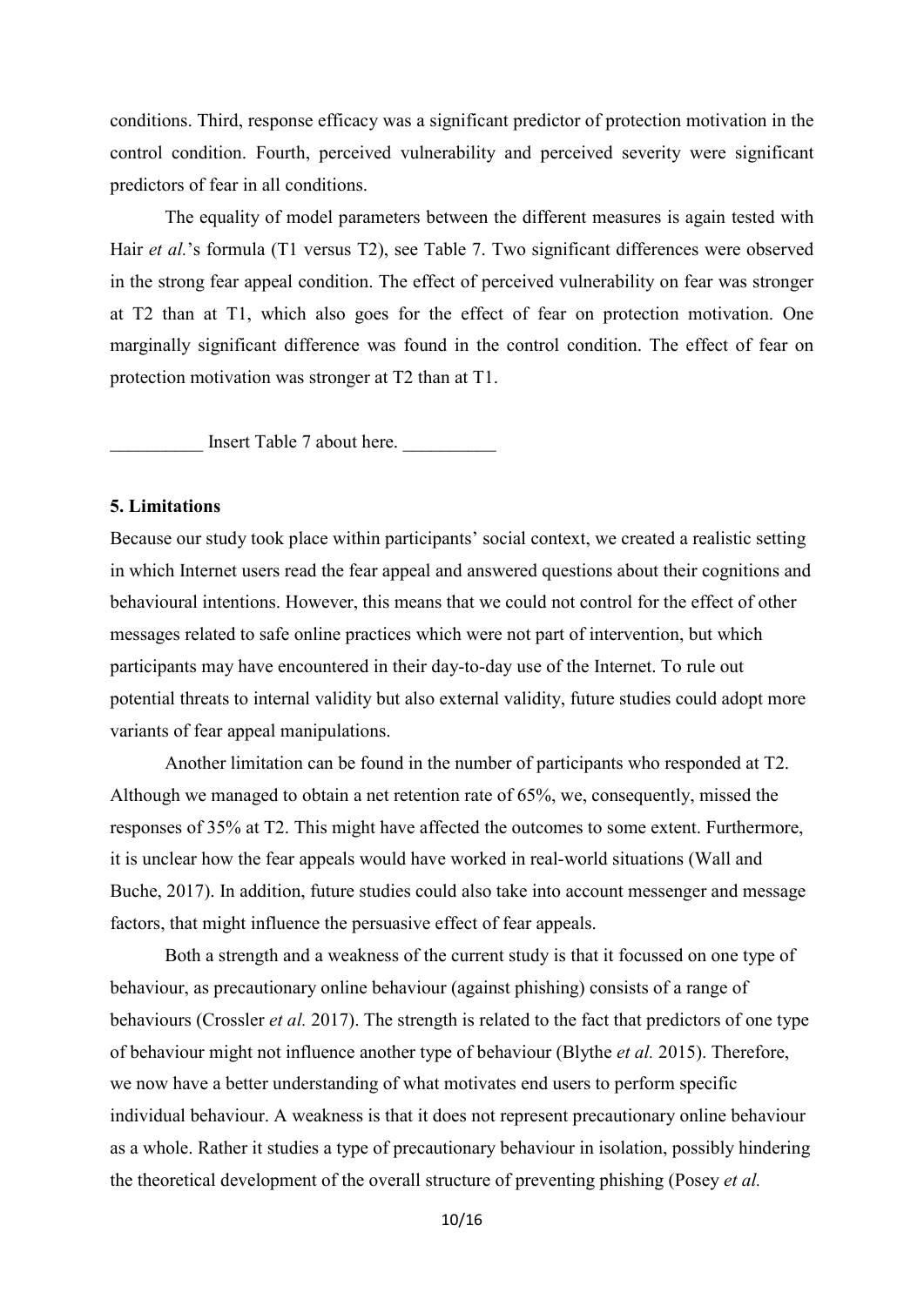conditions. Third, response efficacy was a significant predictor of protection motivation in the control condition. Fourth, perceived vulnerability and perceived severity were significant predictors of fear in all conditions.

The equality of model parameters between the different measures is again tested with Hair *et al.*'s formula (T1 versus T2), see Table 7. Two significant differences were observed in the strong fear appeal condition. The effect of perceived vulnerability on fear was stronger at T2 than at T1, which also goes for the effect of fear on protection motivation. One marginally significant difference was found in the control condition. The effect of fear on protection motivation was stronger at T2 than at T1.

__________ Insert Table 7 about here. __________

### 5. Limitations

Because our study took place within participants' social context, we created a realistic setting in which Internet users read the fear appeal and answered questions about their cognitions and behavioural intentions. However, this means that we could not control for the effect of other messages related to safe online practices which were not part of intervention, but which participants may have encountered in their day-to-day use of the Internet. To rule out potential threats to internal validity but also external validity, future studies could adopt more variants of fear appeal manipulations.

Another limitation can be found in the number of participants who responded at T2. Although we managed to obtain a net retention rate of 65%, we, consequently, missed the responses of 35% at T2. This might have affected the outcomes to some extent. Furthermore, it is unclear how the fear appeals would have worked in real-world situations (Wall and Buche, 2017). In addition, future studies could also take into account messenger and message factors, that might influence the persuasive effect of fear appeals.

Both a strength and a weakness of the current study is that it focussed on one type of behaviour, as precautionary online behaviour (against phishing) consists of a range of behaviours (Crossler *et al.* 2017). The strength is related to the fact that predictors of one type of behaviour might not influence another type of behaviour (Blythe *et al.* 2015). Therefore, we now have a better understanding of what motivates end users to perform specific individual behaviour. A weakness is that it does not represent precautionary online behaviour as a whole. Rather it studies a type of precautionary behaviour in isolation, possibly hindering the theoretical development of the overall structure of preventing phishing (Posey *et al.*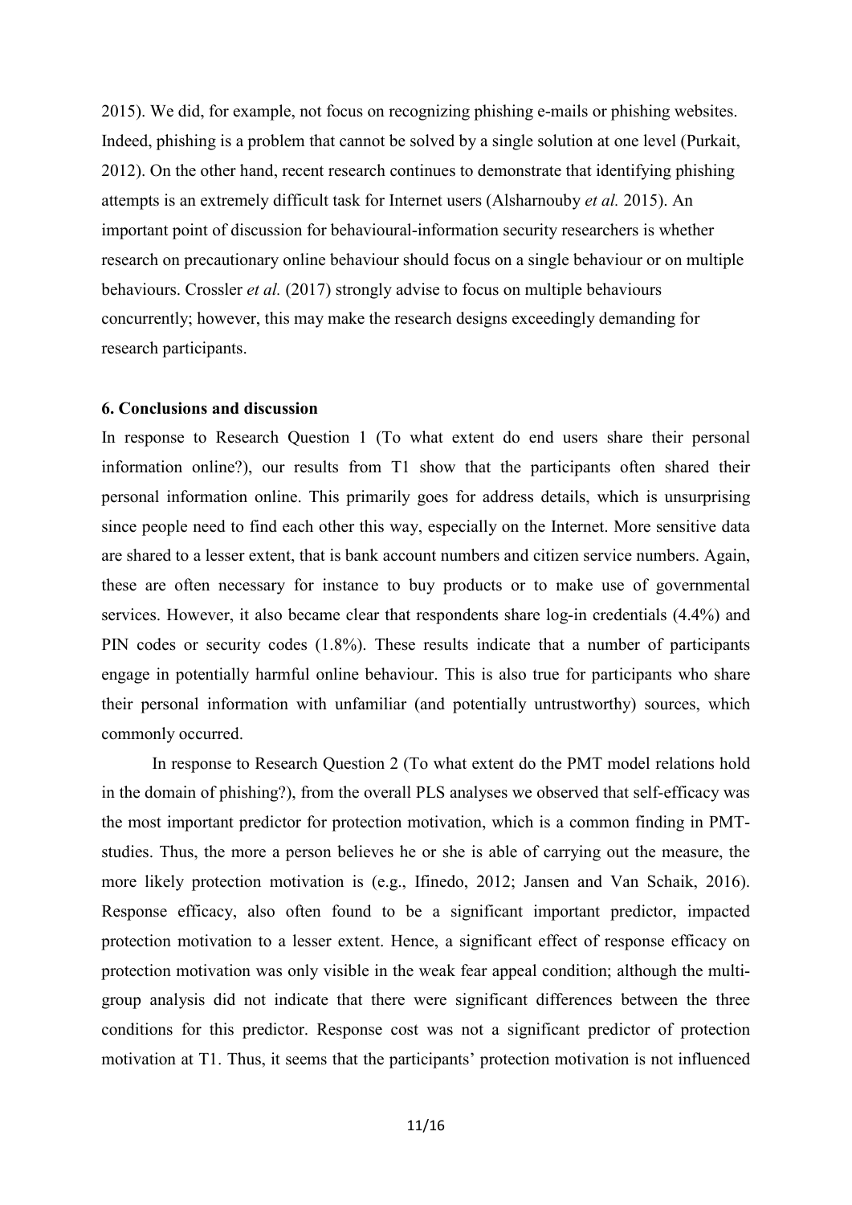2015). We did, for example, not focus on recognizing phishing e-mails or phishing websites. Indeed, phishing is a problem that cannot be solved by a single solution at one level (Purkait, 2012). On the other hand, recent research continues to demonstrate that identifying phishing attempts is an extremely difficult task for Internet users (Alsharnouby *et al.* 2015). An important point of discussion for behavioural-information security researchers is whether research on precautionary online behaviour should focus on a single behaviour or on multiple behaviours. Crossler *et al.* (2017) strongly advise to focus on multiple behaviours concurrently; however, this may make the research designs exceedingly demanding for research participants.

## 6. Conclusions and discussion

In response to Research Question 1 (To what extent do end users share their personal information online?), our results from T1 show that the participants often shared their personal information online. This primarily goes for address details, which is unsurprising since people need to find each other this way, especially on the Internet. More sensitive data are shared to a lesser extent, that is bank account numbers and citizen service numbers. Again, these are often necessary for instance to buy products or to make use of governmental services. However, it also became clear that respondents share log-in credentials (4.4%) and PIN codes or security codes (1.8%). These results indicate that a number of participants engage in potentially harmful online behaviour. This is also true for participants who share their personal information with unfamiliar (and potentially untrustworthy) sources, which commonly occurred.

In response to Research Question 2 (To what extent do the PMT model relations hold in the domain of phishing?), from the overall PLS analyses we observed that self-efficacy was the most important predictor for protection motivation, which is a common finding in PMT-studies. Thus, the more a person believes he or she is able of carrying out the measure, the more likely protection motivation is (e.g., Ifinedo, 2012; Jansen and Van Schaik, 2016). Response efficacy, also often found to be a significant important predictor, impacted protection motivation to a lesser extent. Hence, a significant effect of response efficacy on protection motivation was only visible in the weak fear appeal condition; although the multi-group analysis did not indicate that there were significant differences between the three conditions for this predictor. Response cost was not a significant predictor of protection motivation at T1. Thus, it seems that the participants' protection motivation is not influenced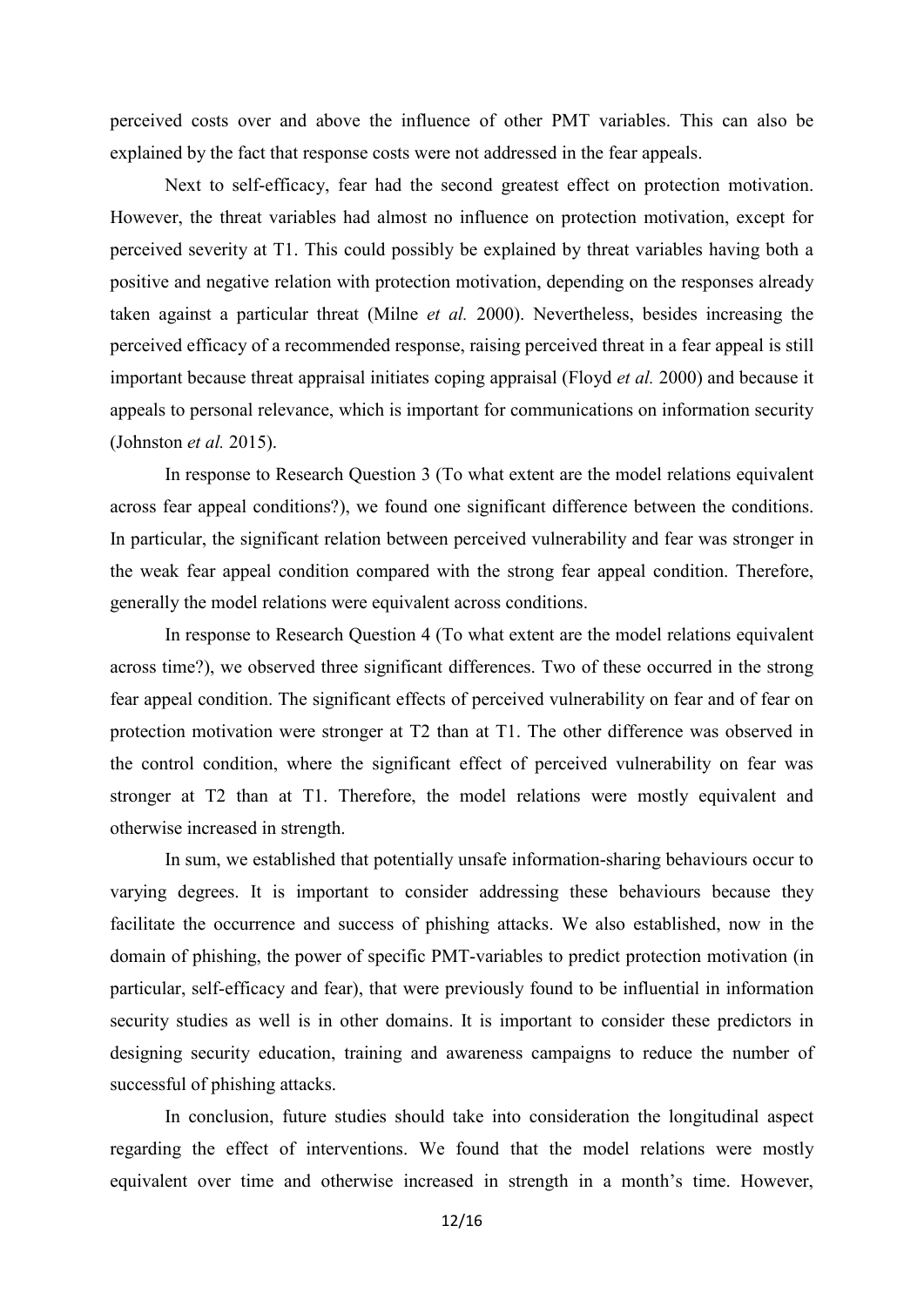perceived costs over and above the influence of other PMT variables. This can also be explained by the fact that response costs were not addressed in the fear appeals.

Next to self-efficacy, fear had the second greatest effect on protection motivation. However, the threat variables had almost no influence on protection motivation, except for perceived severity at T1. This could possibly be explained by threat variables having both a positive and negative relation with protection motivation, depending on the responses already taken against a particular threat (Milne *et al.* 2000). Nevertheless, besides increasing the perceived efficacy of a recommended response, raising perceived threat in a fear appeal is still important because threat appraisal initiates coping appraisal (Floyd *et al.* 2000) and because it appeals to personal relevance, which is important for communications on information security (Johnston *et al.* 2015).

In response to Research Question 3 (To what extent are the model relations equivalent across fear appeal conditions?), we found one significant difference between the conditions. In particular, the significant relation between perceived vulnerability and fear was stronger in the weak fear appeal condition compared with the strong fear appeal condition. Therefore, generally the model relations were equivalent across conditions.

In response to Research Question 4 (To what extent are the model relations equivalent across time?), we observed three significant differences. Two of these occurred in the strong fear appeal condition. The significant effects of perceived vulnerability on fear and of fear on protection motivation were stronger at T2 than at T1. The other difference was observed in the control condition, where the significant effect of perceived vulnerability on fear was stronger at T2 than at T1. Therefore, the model relations were mostly equivalent and otherwise increased in strength.

In sum, we established that potentially unsafe information-sharing behaviours occur to varying degrees. It is important to consider addressing these behaviours because they facilitate the occurrence and success of phishing attacks. We also established, now in the domain of phishing, the power of specific PMT-variables to predict protection motivation (in particular, self-efficacy and fear), that were previously found to be influential in information security studies as well is in other domains. It is important to consider these predictors in designing security education, training and awareness campaigns to reduce the number of successful of phishing attacks.

In conclusion, future studies should take into consideration the longitudinal aspect regarding the effect of interventions. We found that the model relations were mostly equivalent over time and otherwise increased in strength in a month's time. However,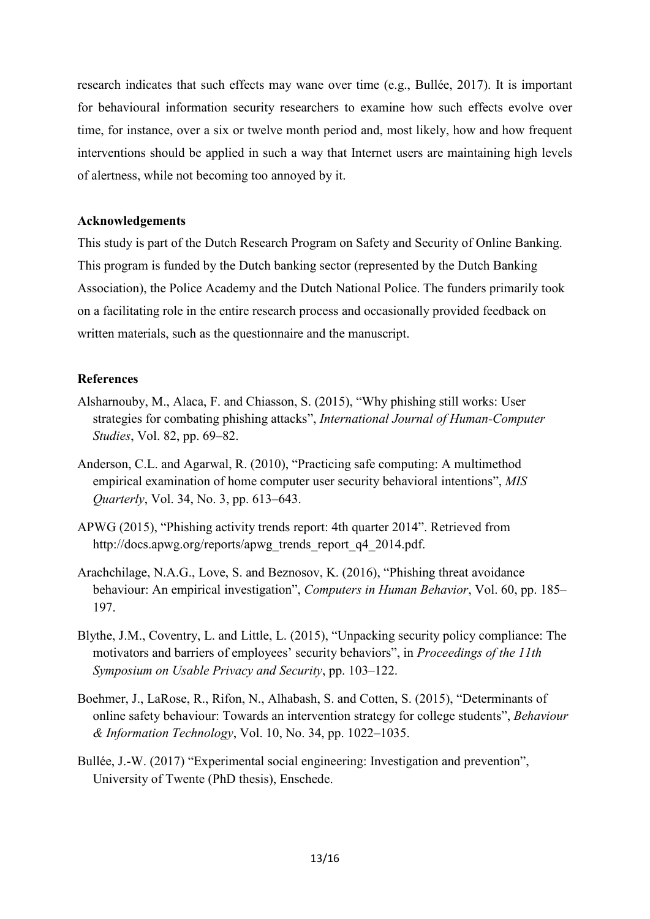research indicates that such effects may wane over time (e.g., Bullée, 2017). It is important for behavioural information security researchers to examine how such effects evolve over time, for instance, over a six or twelve month period and, most likely, how and how frequent interventions should be applied in such a way that Internet users are maintaining high levels of alertness, while not becoming too annoyed by it.

## Acknowledgements

This study is part of the Dutch Research Program on Safety and Security of Online Banking. This program is funded by the Dutch banking sector (represented by the Dutch Banking Association), the Police Academy and the Dutch National Police. The funders primarily took on a facilitating role in the entire research process and occasionally provided feedback on written materials, such as the questionnaire and the manuscript.

## References

Alsharnouby, M., Alaca, F. and Chiasson, S. (2015), "Why phishing still works: User strategies for combating phishing attacks", *International Journal of Human-Computer Studies*, Vol. 82, pp. 69–82.

Anderson, C.L. and Agarwal, R. (2010), "Practicing safe computing: A multimethod empirical examination of home computer user security behavioral intentions", *MIS Quarterly*, Vol. 34, No. 3, pp. 613–643.

APWG (2015), "Phishing activity trends report: 4th quarter 2014". Retrieved from http://docs.apwg.org/reports/apwg_trends_report_q4_2014.pdf.

Arachchilage, N.A.G., Love, S. and Beznosov, K. (2016), "Phishing threat avoidance behaviour: An empirical investigation", *Computers in Human Behavior*, Vol. 60, pp. 185–197.

Blythe, J.M., Coventry, L. and Little, L. (2015), "Unpacking security policy compliance: The motivators and barriers of employees' security behaviors", in *Proceedings of the 11th Symposium on Usable Privacy and Security*, pp. 103–122.

Boehmer, J., LaRose, R., Rifon, N., Alhabash, S. and Cotten, S. (2015), "Determinants of online safety behaviour: Towards an intervention strategy for college students", *Behaviour & Information Technology*, Vol. 10, No. 34, pp. 1022–1035.

Bullée, J.-W. (2017) "Experimental social engineering: Investigation and prevention", University of Twente (PhD thesis), Enschede.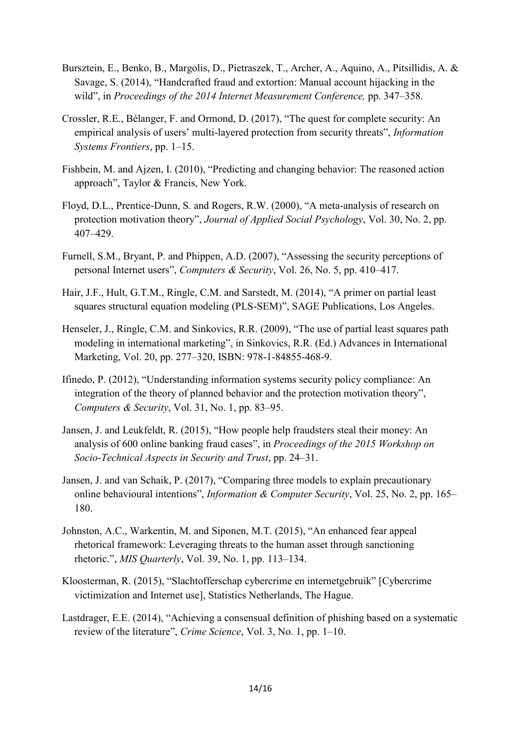Bursztein, E., Benko, B., Margolis, D., Pietraszek, T., Archer, A., Aquino, A., Pitsillidis, A. & Savage, S. (2014), "Handcrafted fraud and extortion: Manual account hijacking in the wild", in *Proceedings of the 2014 Internet Measurement Conference,* pp. 347–358.

Crossler, R.E., Bélanger, F. and Ormond, D. (2017), "The quest for complete security: An empirical analysis of users' multi-layered protection from security threats", *Information Systems Frontiers*, pp. 1–15.

Fishbein, M. and Ajzen, I. (2010), "Predicting and changing behavior: The reasoned action approach", Taylor & Francis, New York.

Floyd, D.L., Prentice-Dunn, S. and Rogers, R.W. (2000), "A meta-analysis of research on protection motivation theory", *Journal of Applied Social Psychology*, Vol. 30, No. 2, pp. 407–429.

Furnell, S.M., Bryant, P. and Phippen, A.D. (2007), "Assessing the security perceptions of personal Internet users", *Computers & Security*, Vol. 26, No. 5, pp. 410–417.

Hair, J.F., Hult, G.T.M., Ringle, C.M. and Sarstedt, M. (2014), "A primer on partial least squares structural equation modeling (PLS-SEM)", SAGE Publications, Los Angeles.

Henseler, J., Ringle, C.M. and Sinkovics, R.R. (2009), "The use of partial least squares path modeling in international marketing", in Sinkovics, R.R. (Ed.) Advances in International Marketing, Vol. 20, pp. 277–320, ISBN: 978-1-84855-468-9.

Ifinedo, P. (2012), "Understanding information systems security policy compliance: An integration of the theory of planned behavior and the protection motivation theory", *Computers & Security*, Vol. 31, No. 1, pp. 83–95.

Jansen, J. and Leukfeldt, R. (2015), "How people help fraudsters steal their money: An analysis of 600 online banking fraud cases", in *Proceedings of the 2015 Workshop on Socio-Technical Aspects in Security and Trust*, pp. 24–31.

Jansen, J. and van Schaik, P. (2017), "Comparing three models to explain precautionary online behavioural intentions", *Information & Computer Security*, Vol. 25, No. 2, pp. 165–180.

Johnston, A.C., Warkentin, M. and Siponen, M.T. (2015), "An enhanced fear appeal rhetorical framework: Leveraging threats to the human asset through sanctioning rhetoric.", *MIS Quarterly*, Vol. 39, No. 1, pp. 113–134.

Kloosterman, R. (2015), "Slachtofferschap cybercrime en internetgebruik" [Cybercrime victimization and Internet use], Statistics Netherlands, The Hague.

Lastdrager, E.E. (2014), "Achieving a consensual definition of phishing based on a systematic review of the literature", *Crime Science*, Vol. 3, No. 1, pp. 1–10.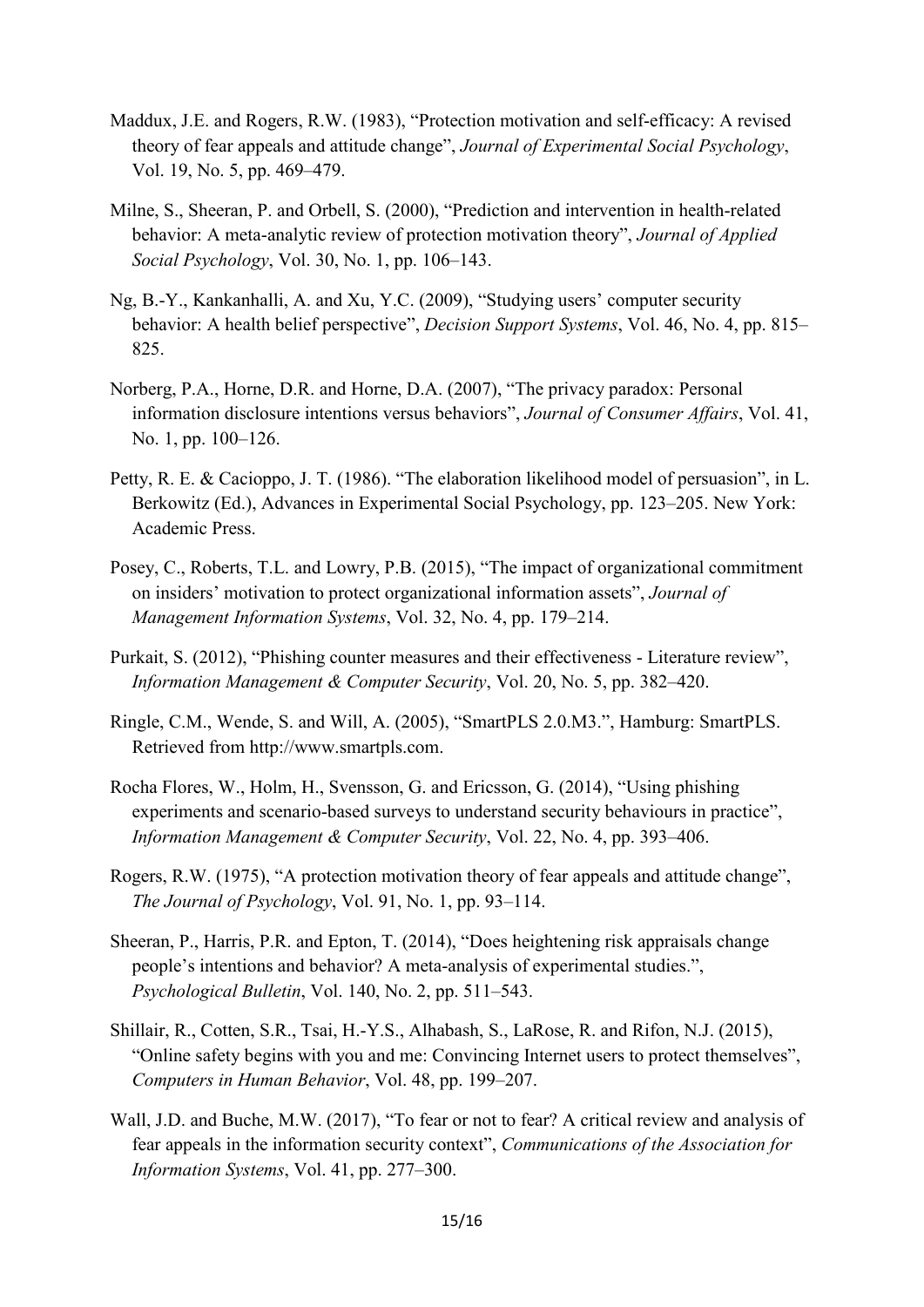Maddux, J.E. and Rogers, R.W. (1983), "Protection motivation and self-efficacy: A revised theory of fear appeals and attitude change", *Journal of Experimental Social Psychology*, Vol. 19, No. 5, pp. 469–479.

Milne, S., Sheeran, P. and Orbell, S. (2000), "Prediction and intervention in health-related behavior: A meta-analytic review of protection motivation theory", *Journal of Applied Social Psychology*, Vol. 30, No. 1, pp. 106–143.

Ng, B.-Y., Kankanhalli, A. and Xu, Y.C. (2009), "Studying users' computer security behavior: A health belief perspective", *Decision Support Systems*, Vol. 46, No. 4, pp. 815–825.

Norberg, P.A., Horne, D.R. and Horne, D.A. (2007), "The privacy paradox: Personal information disclosure intentions versus behaviors", *Journal of Consumer Affairs*, Vol. 41, No. 1, pp. 100–126.

Petty, R. E. & Cacioppo, J. T. (1986). "The elaboration likelihood model of persuasion", in L. Berkowitz (Ed.), Advances in Experimental Social Psychology, pp. 123–205. New York: Academic Press.

Posey, C., Roberts, T.L. and Lowry, P.B. (2015), "The impact of organizational commitment on insiders' motivation to protect organizational information assets", *Journal of Management Information Systems*, Vol. 32, No. 4, pp. 179–214.

Purkait, S. (2012), "Phishing counter measures and their effectiveness - Literature review", *Information Management & Computer Security*, Vol. 20, No. 5, pp. 382–420.

Ringle, C.M., Wende, S. and Will, A. (2005), "SmartPLS 2.0.M3.", Hamburg: SmartPLS. Retrieved from http://www.smartpls.com.

Rocha Flores, W., Holm, H., Svensson, G. and Ericsson, G. (2014), "Using phishing experiments and scenario-based surveys to understand security behaviours in practice", *Information Management & Computer Security*, Vol. 22, No. 4, pp. 393–406.

Rogers, R.W. (1975), "A protection motivation theory of fear appeals and attitude change", *The Journal of Psychology*, Vol. 91, No. 1, pp. 93–114.

Sheeran, P., Harris, P.R. and Epton, T. (2014), "Does heightening risk appraisals change people's intentions and behavior? A meta-analysis of experimental studies.", *Psychological Bulletin*, Vol. 140, No. 2, pp. 511–543.

Shillair, R., Cotten, S.R., Tsai, H.-Y.S., Alhabash, S., LaRose, R. and Rifon, N.J. (2015), "Online safety begins with you and me: Convincing Internet users to protect themselves", *Computers in Human Behavior*, Vol. 48, pp. 199–207.

Wall, J.D. and Buche, M.W. (2017), "To fear or not to fear? A critical review and analysis of fear appeals in the information security context", *Communications of the Association for Information Systems*, Vol. 41, pp. 277–300.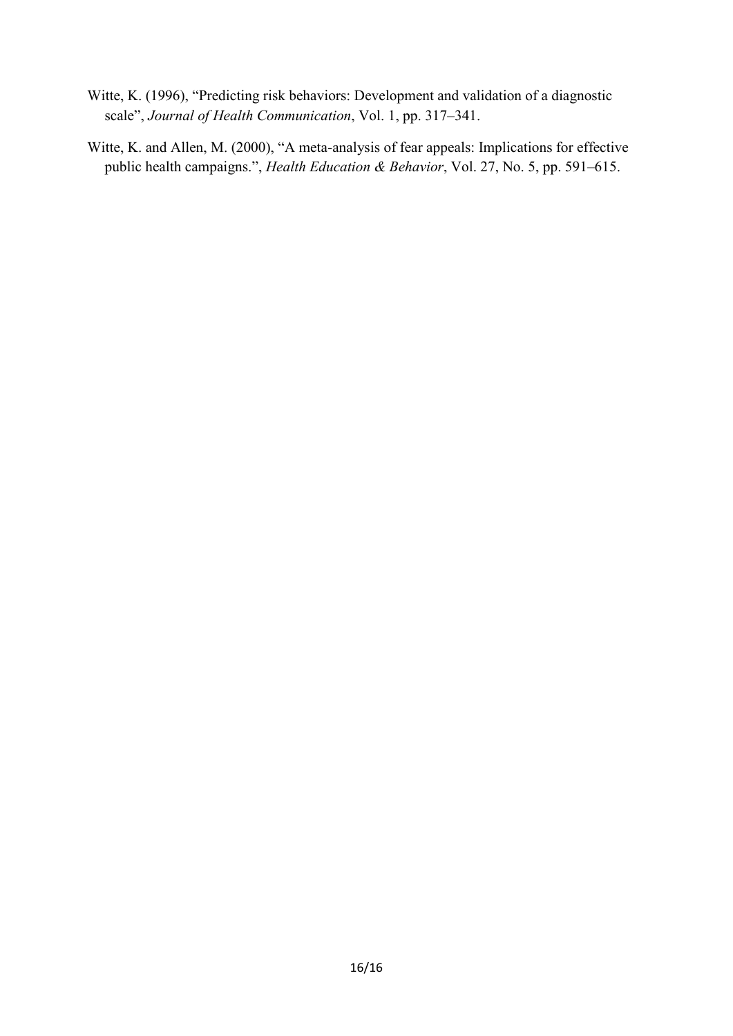Witte, K. (1996), “Predicting risk behaviors: Development and validation of a diagnostic scale”, *Journal of Health Communication*, Vol. 1, pp. 317–341.

Witte, K. and Allen, M. (2000), “A meta-analysis of fear appeals: Implications for effective public health campaigns.”, *Health Education & Behavior*, Vol. 27, No. 5, pp. 591–615.